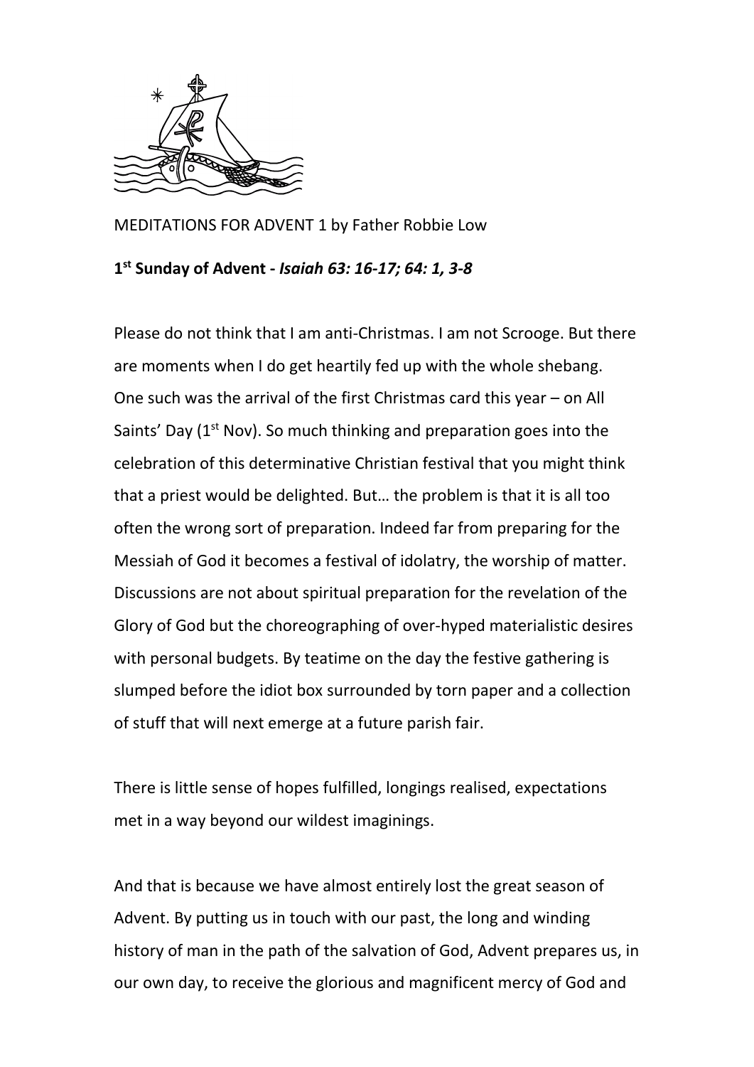MEDITATIONS FOR ADVENT 1 by Father Robbie Low

**1st Sunday of Advent - *Isaiah 63: 16-17; 64: 1, 3-8***

Please do not think that I am anti-Christmas. I am not Scrooge. But there are moments when I do get heartily fed up with the whole shebang. One such was the arrival of the first Christmas card this year – on All Saints' Day (1st Nov). So much thinking and preparation goes into the celebration of this determinative Christian festival that you might think that a priest would be delighted. But… the problem is that it is all too often the wrong sort of preparation. Indeed far from preparing for the Messiah of God it becomes a festival of idolatry, the worship of matter. Discussions are not about spiritual preparation for the revelation of the Glory of God but the choreographing of over-hyped materialistic desires with personal budgets. By teatime on the day the festive gathering is slumped before the idiot box surrounded by torn paper and a collection of stuff that will next emerge at a future parish fair.

There is little sense of hopes fulfilled, longings realised, expectations met in a way beyond our wildest imaginings.

And that is because we have almost entirely lost the great season of Advent. By putting us in touch with our past, the long and winding history of man in the path of the salvation of God, Advent prepares us, in our own day, to receive the glorious and magnificent mercy of God and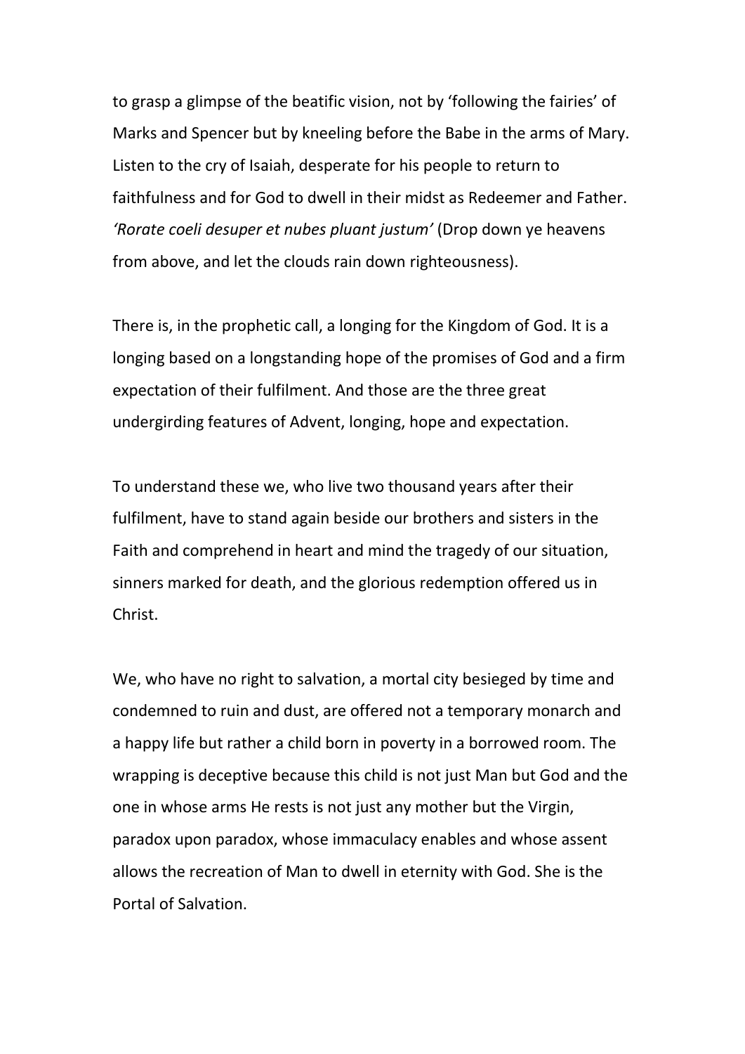to grasp a glimpse of the beatific vision, not by 'following the fairies' of Marks and Spencer but by kneeling before the Babe in the arms of Mary. Listen to the cry of Isaiah, desperate for his people to return to faithfulness and for God to dwell in their midst as Redeemer and Father. *'Rorate coeli desuper et nubes pluant justum'* (Drop down ye heavens from above, and let the clouds rain down righteousness).

There is, in the prophetic call, a longing for the Kingdom of God. It is a longing based on a longstanding hope of the promises of God and a firm expectation of their fulfilment. And those are the three great undergirding features of Advent, longing, hope and expectation.

To understand these we, who live two thousand years after their fulfilment, have to stand again beside our brothers and sisters in the Faith and comprehend in heart and mind the tragedy of our situation, sinners marked for death, and the glorious redemption offered us in Christ.

We, who have no right to salvation, a mortal city besieged by time and condemned to ruin and dust, are offered not a temporary monarch and a happy life but rather a child born in poverty in a borrowed room. The wrapping is deceptive because this child is not just Man but God and the one in whose arms He rests is not just any mother but the Virgin, paradox upon paradox, whose immaculacy enables and whose assent allows the recreation of Man to dwell in eternity with God. She is the Portal of Salvation.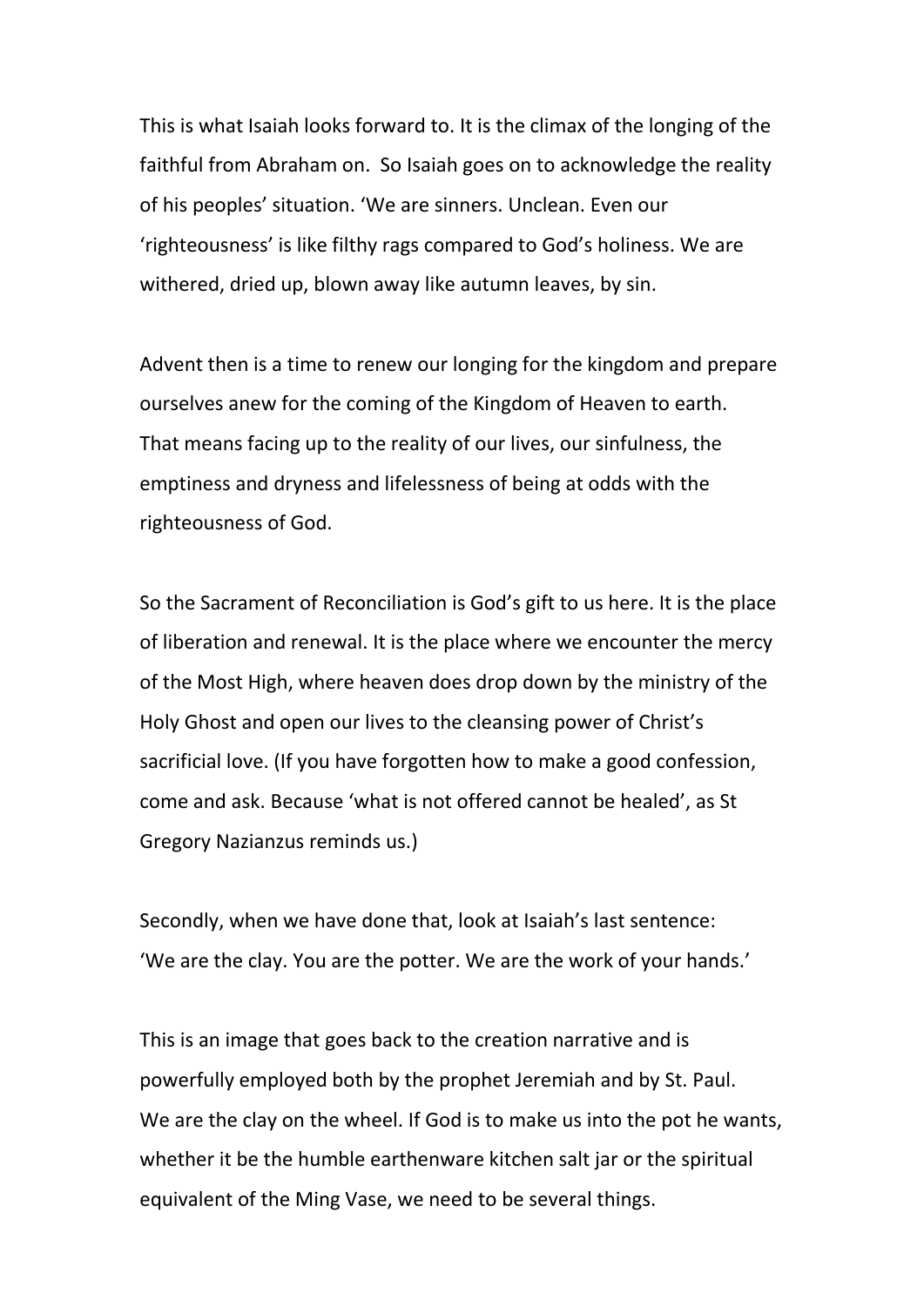This is what Isaiah looks forward to. It is the climax of the longing of the faithful from Abraham on. So Isaiah goes on to acknowledge the reality of his peoples' situation. 'We are sinners. Unclean. Even our 'righteousness' is like filthy rags compared to God's holiness. We are withered, dried up, blown away like autumn leaves, by sin.

Advent then is a time to renew our longing for the kingdom and prepare ourselves anew for the coming of the Kingdom of Heaven to earth. That means facing up to the reality of our lives, our sinfulness, the emptiness and dryness and lifelessness of being at odds with the righteousness of God.

So the Sacrament of Reconciliation is God's gift to us here. It is the place of liberation and renewal. It is the place where we encounter the mercy of the Most High, where heaven does drop down by the ministry of the Holy Ghost and open our lives to the cleansing power of Christ's sacrificial love. (If you have forgotten how to make a good confession, come and ask. Because 'what is not offered cannot be healed', as St Gregory Nazianzus reminds us.)

Secondly, when we have done that, look at Isaiah's last sentence: 'We are the clay. You are the potter. We are the work of your hands.'

This is an image that goes back to the creation narrative and is powerfully employed both by the prophet Jeremiah and by St. Paul. We are the clay on the wheel. If God is to make us into the pot he wants, whether it be the humble earthenware kitchen salt jar or the spiritual equivalent of the Ming Vase, we need to be several things.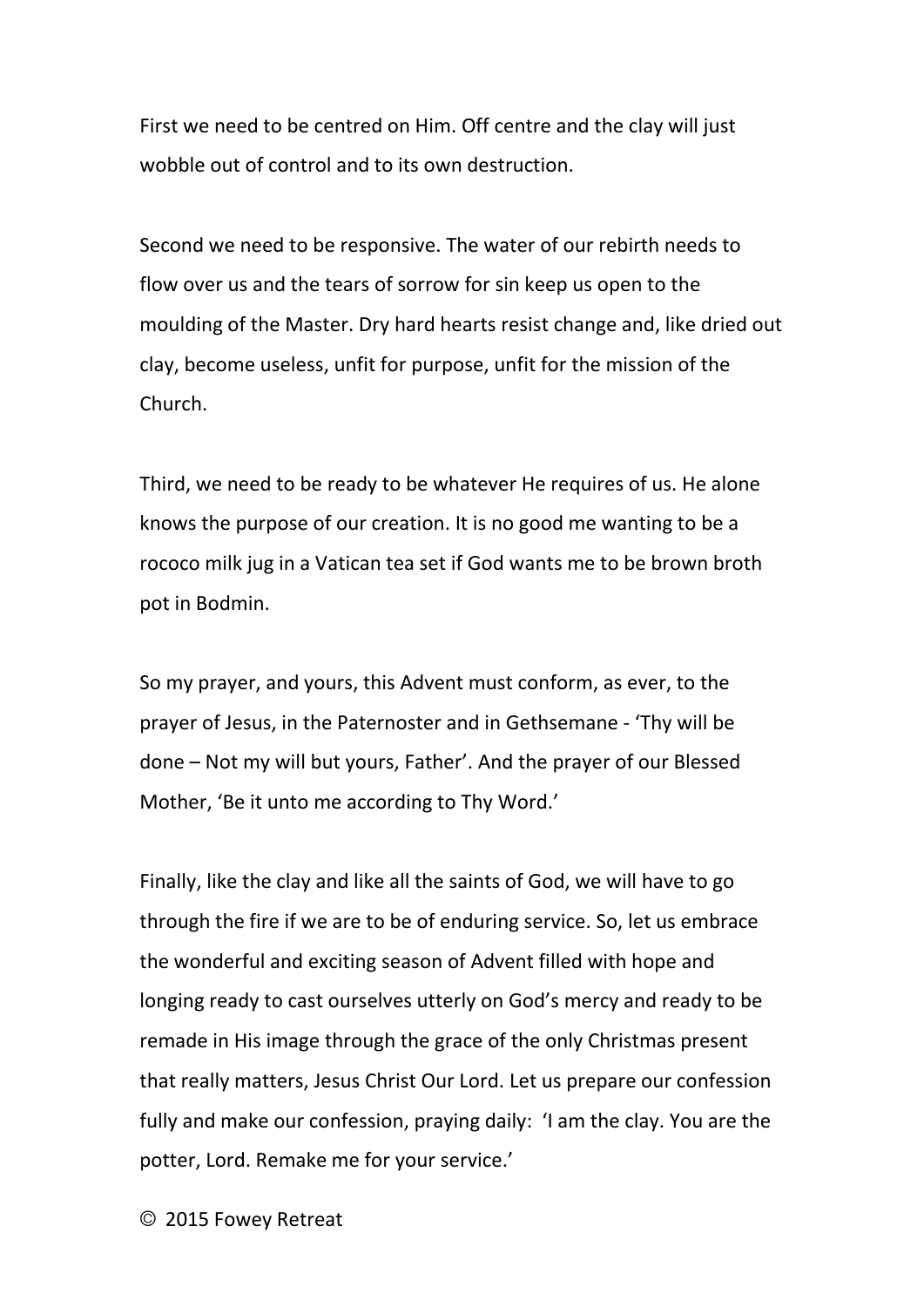First we need to be centred on Him. Off centre and the clay will just wobble out of control and to its own destruction.

Second we need to be responsive. The water of our rebirth needs to flow over us and the tears of sorrow for sin keep us open to the moulding of the Master. Dry hard hearts resist change and, like dried out clay, become useless, unfit for purpose, unfit for the mission of the Church.

Third, we need to be ready to be whatever He requires of us. He alone knows the purpose of our creation. It is no good me wanting to be a rococo milk jug in a Vatican tea set if God wants me to be brown broth pot in Bodmin.

So my prayer, and yours, this Advent must conform, as ever, to the prayer of Jesus, in the Paternoster and in Gethsemane - 'Thy will be done – Not my will but yours, Father'. And the prayer of our Blessed Mother, 'Be it unto me according to Thy Word.'

Finally, like the clay and like all the saints of God, we will have to go through the fire if we are to be of enduring service. So, let us embrace the wonderful and exciting season of Advent filled with hope and longing ready to cast ourselves utterly on God's mercy and ready to be remade in His image through the grace of the only Christmas present that really matters, Jesus Christ Our Lord. Let us prepare our confession fully and make our confession, praying daily: 'I am the clay. You are the potter, Lord. Remake me for your service.'

© 2015 Fowey Retreat